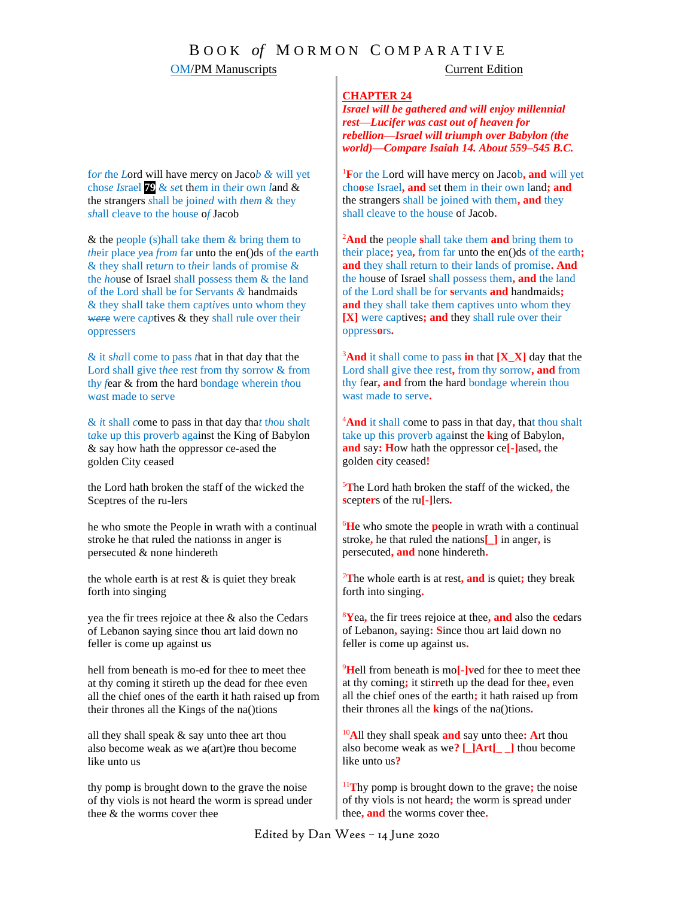# Book *of* Mormon Comparative

| OM/PM Manuscripts | Current Edition |
|---|---|
| | **CHAPTER 24** *Israel will be gathered and will enjoy millennial rest—Lucifer was cast out of heaven for rebellion—Israel will triumph over Babylon (the world)—Compare Isaiah 14. About 559–545 B.C.* |
| for the Lord will have mercy on Jacob & will yet chose Israel 79 & set them in their own land & the strangers shall be joined with them & they shall cleave to the house of Jacob | [1]For the Lord will have mercy on Jacob, and will yet choose Israel, and set them in their own land; and the strangers shall be joined with them, and they shall cleave to the house of Jacob. |
| & the people (s)hall take them & bring them to their place yea from far unto the en()ds of the earth & they shall return to their lands of promise & the house of Israel shall possess them & the land of the Lord shall be for Servants & handmaids & they shall take them captives unto whom they ~~were~~ were captives & they shall rule over their oppressers | [2]And the people shall take them and bring them to their place; yea, from far unto the en()ds of the earth; and they shall return to their lands of promise. And the house of Israel shall possess them, and the land of the Lord shall be for servants and handmaids; and they shall take them captives unto whom they [X] were captives; and they shall rule over their oppressors. |
| & it shall come to pass that in that day that the Lord shall give thee rest from thy sorrow & from thy fear & from the hard bondage wherein thou wast made to serve | [3]And it shall come to pass in that [X_X] day that the Lord shall give thee rest, from thy sorrow, and from thy fear, and from the hard bondage wherein thou wast made to serve. |
| & it shall come to pass in that day that thou shalt take up this proverb against the King of Babylon & say how hath the oppressor ce-ased the golden City ceased | [4]And it shall come to pass in that day, that thou shalt take up this proverb against the king of Babylon, and say: How hath the oppressor ce[-]ased, the golden city ceased! |
| the Lord hath broken the staff of the wicked the Sceptres of the ru-lers | [5]The Lord hath broken the staff of the wicked, the scepters of the ru[-]lers. |
| he who smote the People in wrath with a continual stroke he that ruled the nationss in anger is persecuted & none hindereth | [6]He who smote the people in wrath with a continual stroke, he that ruled the nations[_] in anger, is persecuted, and none hindereth. |
| the whole earth is at rest & is quiet they break forth into singing | [7]The whole earth is at rest, and is quiet; they break forth into singing. |
| yea the fir trees rejoice at thee & also the Cedars of Lebanon saying since thou art laid down no feller is come up against us | [8]Yea, the fir trees rejoice at thee, and also the cedars of Lebanon, saying: Since thou art laid down no feller is come up against us. |
| hell from beneath is mo-ed for thee to meet thee at thy coming it stireth up the dead for thee even all the chief ones of the earth it hath raised up from their thrones all the Kings of the na()tions | [9]Hell from beneath is mo[-]ved for thee to meet thee at thy coming; it stirreth up the dead for thee, even all the chief ones of the earth; it hath raised up from their thrones all the kings of the na()tions. |
| all they shall speak & say unto thee art thou also become weak as we ~~a~~(art)~~re~~ thou become like unto us | [10]All they shall speak and say unto thee: Art thou also become weak as we? [_]Art[_ _] thou become like unto us? |
| thy pomp is brought down to the grave the noise of thy viols is not heard the worm is spread under thee & the worms cover thee | [11]Thy pomp is brought down to the grave; the noise of thy viols is not heard; the worm is spread under thee, and the worms cover thee. |

Edited by Dan Wees – 14 June 2020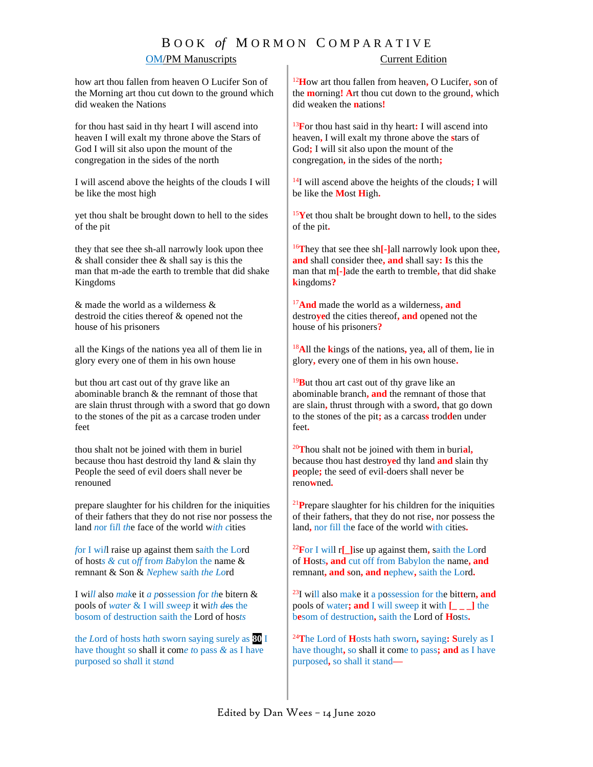# Book *of* Mormon Comparative

| OM/PM Manuscripts | Current Edition |
| --- | --- |
| how art thou fallen from heaven O Lucifer Son of the Morning art thou cut down to the ground which did weaken the Nations | [12]How art thou fallen from heaven, O Lucifer, son of the morning! Art thou cut down to the ground, which did weaken the nations! |
| for thou hast said in thy heart I will ascend into heaven I will exalt my throne above the Stars of God I will sit also upon the mount of the congregation in the sides of the north | [13]For thou hast said in thy heart: I will ascend into heaven, I will exalt my throne above the stars of God; I will sit also upon the mount of the congregation, in the sides of the north; |
| I will ascend above the heights of the clouds I will be like the most high | [14]I will ascend above the heights of the clouds; I will be like the Most High. |
| yet thou shalt be brought down to hell to the sides of the pit | [15]Yet thou shalt be brought down to hell, to the sides of the pit. |
| they that see thee sh-all narrowly look upon thee & shall consider thee & shall say is this the man that m-ade the earth to tremble that did shake Kingdoms | [16]They that see thee sh[-]all narrowly look upon thee, and shall consider thee, and shall say: Is this the man that m[-]ade the earth to tremble, that did shake kingdoms? |
| & made the world as a wilderness & destroid the cities thereof & opened not the house of his prisoners | [17]And made the world as a wilderness, and destroyed the cities thereof, and opened not the house of his prisoners? |
| all the Kings of the nations yea all of them lie in glory every one of them in his own house | [18]All the kings of the nations, yea, all of them, lie in glory, every one of them in his own house. |
| but thou art cast out of thy grave like an abominable branch & the remnant of those that are slain thrust through with a sword that go down to the stones of the pit as a carcase troden under feet | [19]But thou art cast out of thy grave like an abominable branch, and the remnant of those that are slain, thrust through with a sword, that go down to the stones of the pit; as a carcass trodden under feet. |
| thou shalt not be joined with them in buriel because thou hast destroid thy land & slain thy People the seed of evil doers shall never be renouned | [20]Thou shalt not be joined with them in burial, because thou hast destroyed thy land and slain thy people; the seed of evil-doers shall never be renowned. |
| prepare slaughter for his children for the iniquities of their fathers that they do not rise nor possess the land *nor fill th*e face of the world w*ith c*ities | [21]Prepare slaughter for his children for the iniquities of their fathers, that they do not rise, nor possess the land, nor fill the face of the world with cities. |
| *for* I wi*l*l raise up against them s*aith the Lo*rd of host*s & cut off from Babylon the* name & remnant & Son & *Nephew saith the Lo*rd | [22]For I will r[_]ise up against them, saith the Lord of Hosts, and cut off from Babylon the name, and remnant, and son, and nephew, saith the Lord. |
| I wi*ll* also *mak*e it *a p*ossession *for th*e bitern & pools of *water & I will sweep* it wi*th* ~~des~~ the bosom of destruction saith the Lord of hos*ts* | [23]I will also make it a possession for the bittern, and pools of water; and I will sweep it with [_ _ _] the besom of destruction, saith the Lord of Hosts. |
| *the Lord of hosts hath sworn saying surely as* **80** *I have thought so* shall it com*e to pass & as I have purposed so shall it stand* | [24]The Lord of Hosts hath sworn, saying: Surely as I have thought, so shall it come to pass; and as I have purposed, so shall it stand— |

Edited by Dan Wees – 14 June 2020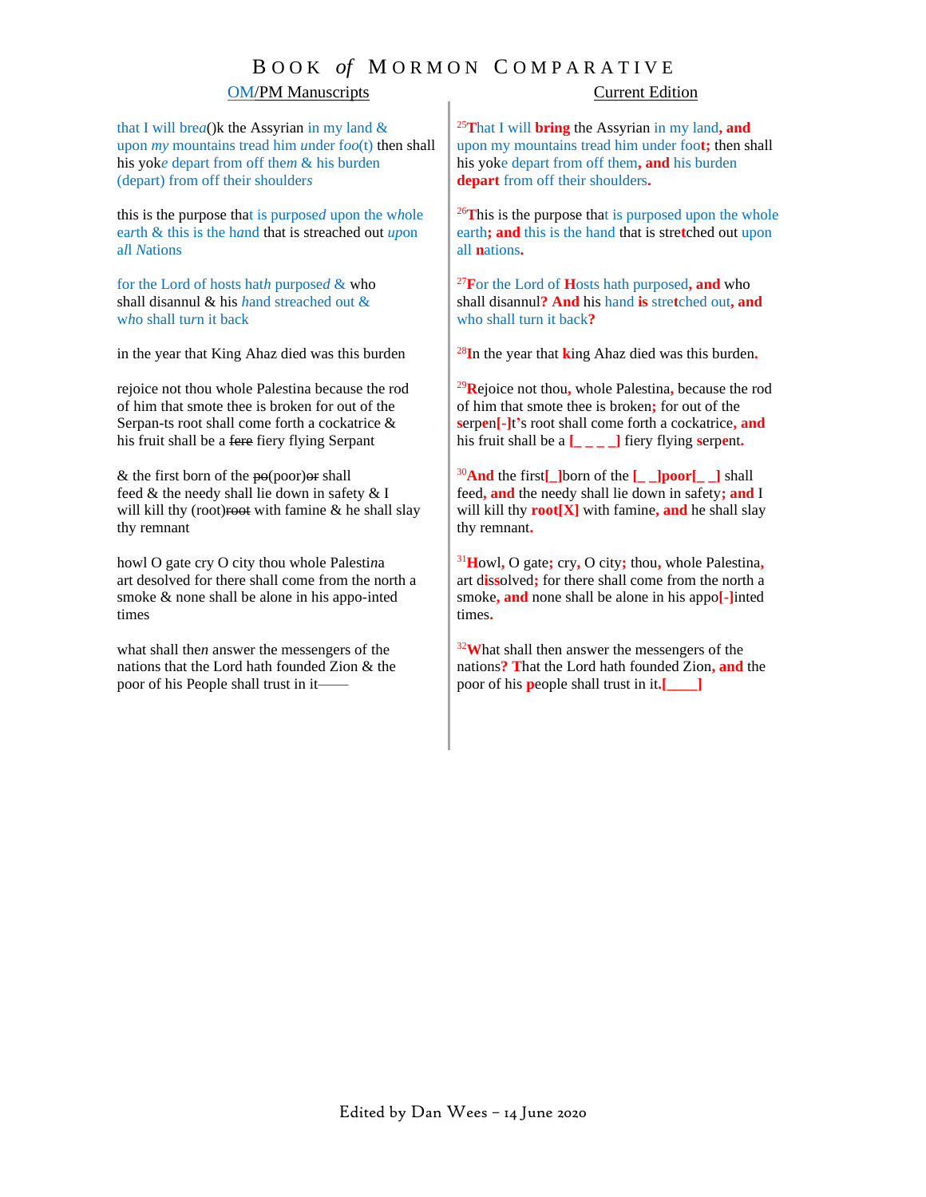# Book *of* Mormon Comparative

| OM/PM Manuscripts | Current Edition |
| --- | --- |
| that I will brea()k the Assyrian in my land & upon *my* mountains tread him *u*nder foo(t) then shall his yok*e* depart from off the*m* & his burden (depart) from off their shoulder*s* | [25]That I will **bring** the Assyrian in my land**, and** upon my mountains tread him under foo**t;** then shall his yoke depart from off them**, and** his burden **depart** from off their shoulders**.** |
| this is the purpose tha*t* is purpose*d* upon the w*h*ole earth & this is the h*a*nd that is streached out *upon* a*ll* *N*ations | [26]**T**his is the purpose that is purposed upon the whole earth**; and** this is the hand that is stre**t**ched out upon all **n**ations**.** |
| for the Lord of hosts hat*h* purpose*d* & who shall disannul & his *hand streached out &* w*h*o shall tu*r*n it back | [27]**F**or the Lord of **H**osts hath purposed**, and** who shall disannul**? And** his hand **is** stre**t**ched out**, and** who shall turn it back**?** |
| in the year that King Ahaz died was this burden | [28]**I**n the year that **k**ing Ahaz died was this burden**.** |
| rejoice not thou whole Pal*e*stina because the rod of him that smote thee is broken for out of the Serpan-ts root shall come forth a cockatrice & his fruit shall be a ~~fere~~ fiery flying Serpant | [29]**R**ejoice not thou**,** whole Palestina**,** because the rod of him that smote thee is broken**;** for out of the **s**erp**e**n**[-]**t**'**s root shall come forth a cockatrice**, and** his fruit shall be a **[_ _ _ _]** fiery flying **s**erp**e**nt**.** |
| & the first born of the ~~po~~(poor)~~or~~ shall feed & the needy shall lie down in safety & I will kill thy (root)~~root~~ with famine & he shall slay thy remnant | [30]**And** the first**[_]**born of the **[_ _]poor[_ _]** shall feed**, and** the needy shall lie down in safety**; and** I will kill thy **root[X]** with famine**, and** he shall slay thy remnant**.** |
| howl O gate cry O city thou whole Palesti*na* art desolved for there shall come from the north a smoke & none shall be alone in his appo-inted times | [31]**H**owl**,** O gate**;** cry**,** O city**;** thou**,** whole Palestina**,** art d**is**solved**;** for there shall come from the north a smoke**, and** none shall be alone in his appo**[-]**inted times**.** |
| what shall the*n* answer the messengers of the nations that the Lord hath founded Zion & the poor of his People shall trust in it—— | [32]**W**hat shall then answer the messengers of the nations**? T**hat the Lord hath founded Zion**, and** the poor of his **p**eople shall trust in it.**[____]** |

Edited by Dan Wees – 14 June 2020